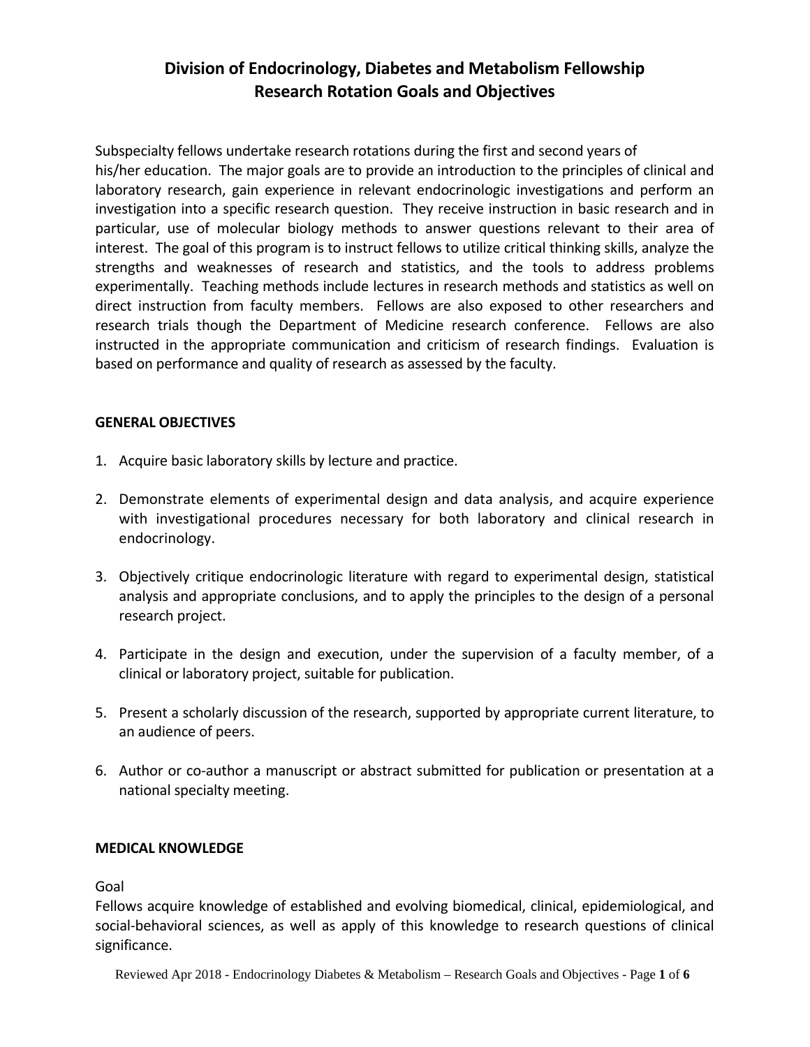# Division of Endocrinology, Diabetes and Metabolism Fellowship
# Research Rotation Goals and Objectives

Subspecialty fellows undertake research rotations during the first and second years of his/her education. The major goals are to provide an introduction to the principles of clinical and laboratory research, gain experience in relevant endocrinologic investigations and perform an investigation into a specific research question. They receive instruction in basic research and in particular, use of molecular biology methods to answer questions relevant to their area of interest. The goal of this program is to instruct fellows to utilize critical thinking skills, analyze the strengths and weaknesses of research and statistics, and the tools to address problems experimentally. Teaching methods include lectures in research methods and statistics as well on direct instruction from faculty members. Fellows are also exposed to other researchers and research trials though the Department of Medicine research conference. Fellows are also instructed in the appropriate communication and criticism of research findings. Evaluation is based on performance and quality of research as assessed by the faculty.

## GENERAL OBJECTIVES

1. Acquire basic laboratory skills by lecture and practice.

2. Demonstrate elements of experimental design and data analysis, and acquire experience with investigational procedures necessary for both laboratory and clinical research in endocrinology.

3. Objectively critique endocrinologic literature with regard to experimental design, statistical analysis and appropriate conclusions, and to apply the principles to the design of a personal research project.

4. Participate in the design and execution, under the supervision of a faculty member, of a clinical or laboratory project, suitable for publication.

5. Present a scholarly discussion of the research, supported by appropriate current literature, to an audience of peers.

6. Author or co-author a manuscript or abstract submitted for publication or presentation at a national specialty meeting.

## MEDICAL KNOWLEDGE

Goal

Fellows acquire knowledge of established and evolving biomedical, clinical, epidemiological, and social-behavioral sciences, as well as apply of this knowledge to research questions of clinical significance.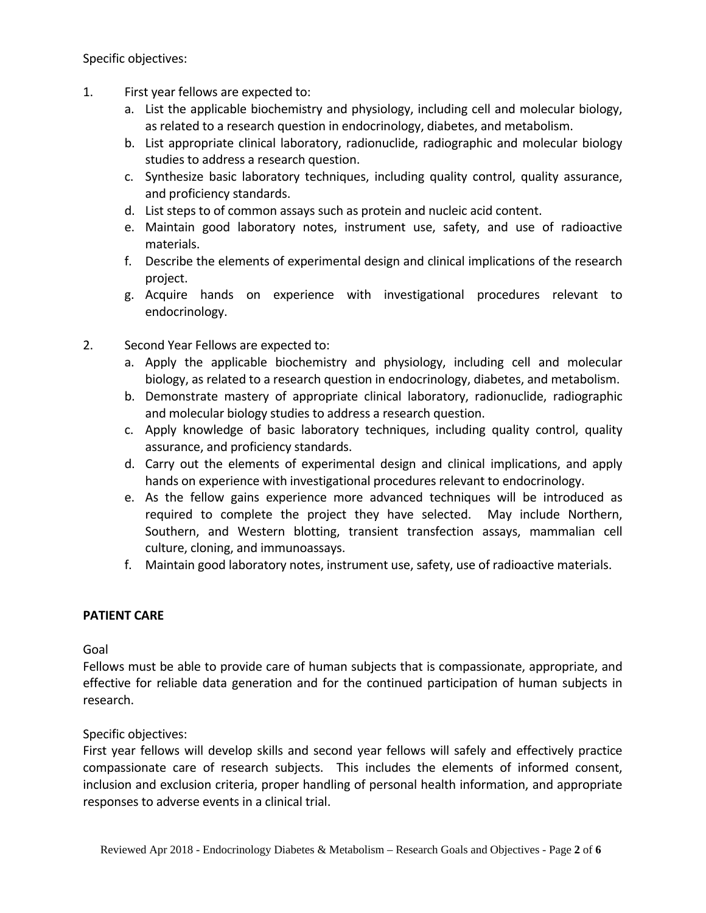Specific objectives:

1. First year fellows are expected to:
   a. List the applicable biochemistry and physiology, including cell and molecular biology, as related to a research question in endocrinology, diabetes, and metabolism.
   b. List appropriate clinical laboratory, radionuclide, radiographic and molecular biology studies to address a research question.
   c. Synthesize basic laboratory techniques, including quality control, quality assurance, and proficiency standards.
   d. List steps to of common assays such as protein and nucleic acid content.
   e. Maintain good laboratory notes, instrument use, safety, and use of radioactive materials.
   f. Describe the elements of experimental design and clinical implications of the research project.
   g. Acquire hands on experience with investigational procedures relevant to endocrinology.

2. Second Year Fellows are expected to:
   a. Apply the applicable biochemistry and physiology, including cell and molecular biology, as related to a research question in endocrinology, diabetes, and metabolism.
   b. Demonstrate mastery of appropriate clinical laboratory, radionuclide, radiographic and molecular biology studies to address a research question.
   c. Apply knowledge of basic laboratory techniques, including quality control, quality assurance, and proficiency standards.
   d. Carry out the elements of experimental design and clinical implications, and apply hands on experience with investigational procedures relevant to endocrinology.
   e. As the fellow gains experience more advanced techniques will be introduced as required to complete the project they have selected. May include Northern, Southern, and Western blotting, transient transfection assays, mammalian cell culture, cloning, and immunoassays.
   f. Maintain good laboratory notes, instrument use, safety, use of radioactive materials.

**PATIENT CARE**

Goal

Fellows must be able to provide care of human subjects that is compassionate, appropriate, and effective for reliable data generation and for the continued participation of human subjects in research.

Specific objectives:

First year fellows will develop skills and second year fellows will safely and effectively practice compassionate care of research subjects. This includes the elements of informed consent, inclusion and exclusion criteria, proper handling of personal health information, and appropriate responses to adverse events in a clinical trial.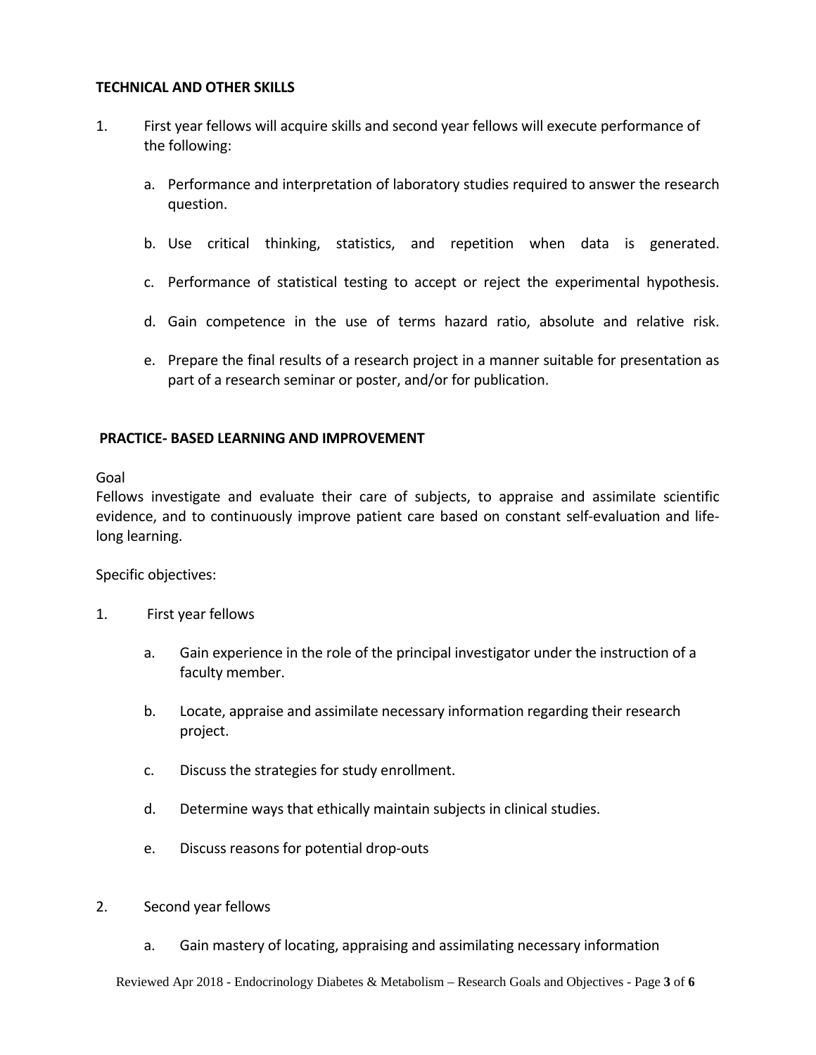**TECHNICAL AND OTHER SKILLS**

1. First year fellows will acquire skills and second year fellows will execute performance of the following:

    a. Performance and interpretation of laboratory studies required to answer the research question.

    b. Use critical thinking, statistics, and repetition when data is generated.

    c. Performance of statistical testing to accept or reject the experimental hypothesis.

    d. Gain competence in the use of terms hazard ratio, absolute and relative risk.

    e. Prepare the final results of a research project in a manner suitable for presentation as part of a research seminar or poster, and/or for publication.

**PRACTICE- BASED LEARNING AND IMPROVEMENT**

Goal

Fellows investigate and evaluate their care of subjects, to appraise and assimilate scientific evidence, and to continuously improve patient care based on constant self-evaluation and life-long learning.

Specific objectives:

1. First year fellows

    a. Gain experience in the role of the principal investigator under the instruction of a faculty member.

    b. Locate, appraise and assimilate necessary information regarding their research project.

    c. Discuss the strategies for study enrollment.

    d. Determine ways that ethically maintain subjects in clinical studies.

    e. Discuss reasons for potential drop-outs

2. Second year fellows

    a. Gain mastery of locating, appraising and assimilating necessary information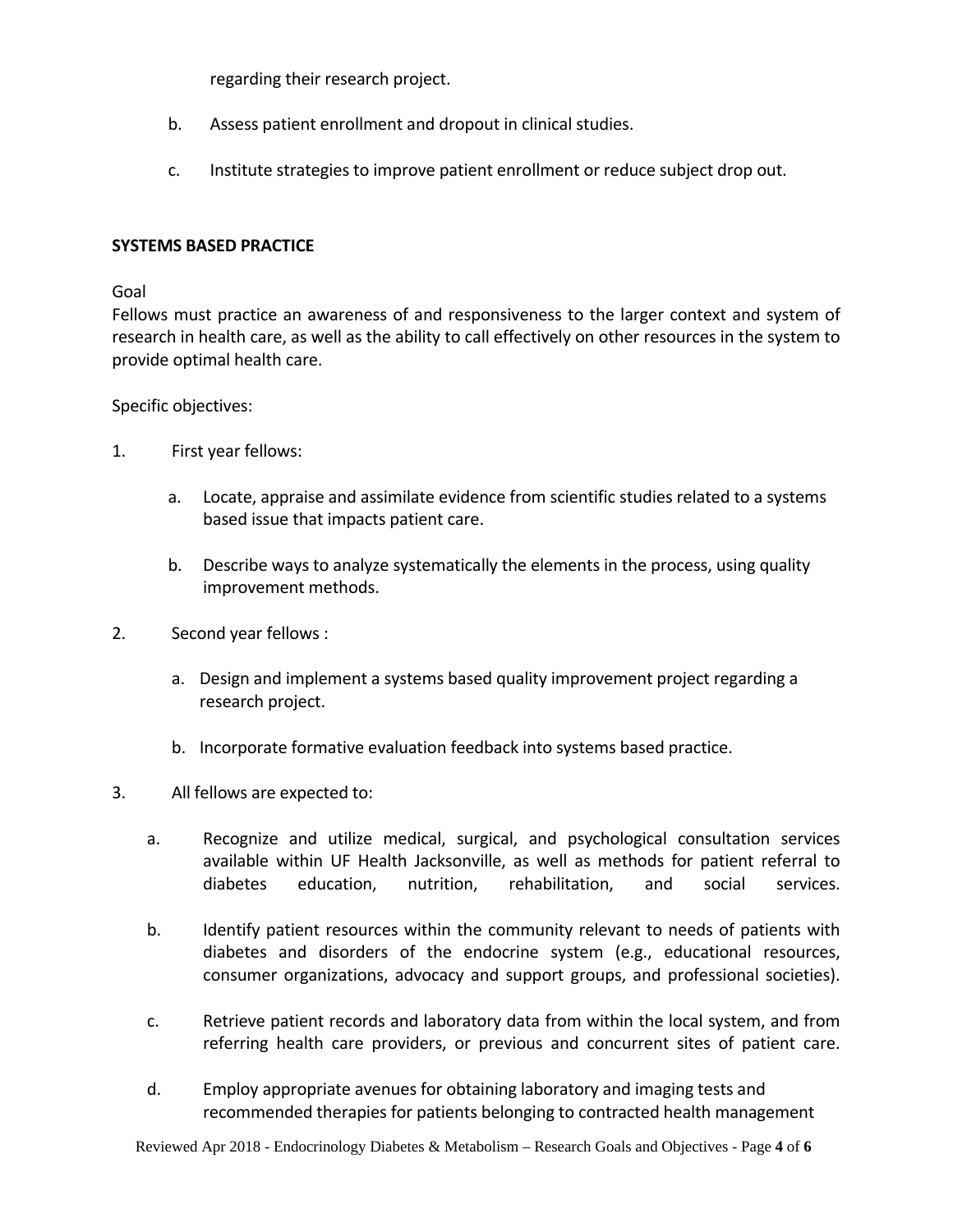regarding their research project.

b. Assess patient enrollment and dropout in clinical studies.

c. Institute strategies to improve patient enrollment or reduce subject drop out.

**SYSTEMS BASED PRACTICE**

Goal
Fellows must practice an awareness of and responsiveness to the larger context and system of research in health care, as well as the ability to call effectively on other resources in the system to provide optimal health care.

Specific objectives:

1. First year fellows:

   a. Locate, appraise and assimilate evidence from scientific studies related to a systems based issue that impacts patient care.

   b. Describe ways to analyze systematically the elements in the process, using quality improvement methods.

2. Second year fellows :

   a. Design and implement a systems based quality improvement project regarding a research project.

   b. Incorporate formative evaluation feedback into systems based practice.

3. All fellows are expected to:

   a. Recognize and utilize medical, surgical, and psychological consultation services available within UF Health Jacksonville, as well as methods for patient referral to diabetes education, nutrition, rehabilitation, and social services.

   b. Identify patient resources within the community relevant to needs of patients with diabetes and disorders of the endocrine system (e.g., educational resources, consumer organizations, advocacy and support groups, and professional societies).

   c. Retrieve patient records and laboratory data from within the local system, and from referring health care providers, or previous and concurrent sites of patient care.

   d. Employ appropriate avenues for obtaining laboratory and imaging tests and recommended therapies for patients belonging to contracted health management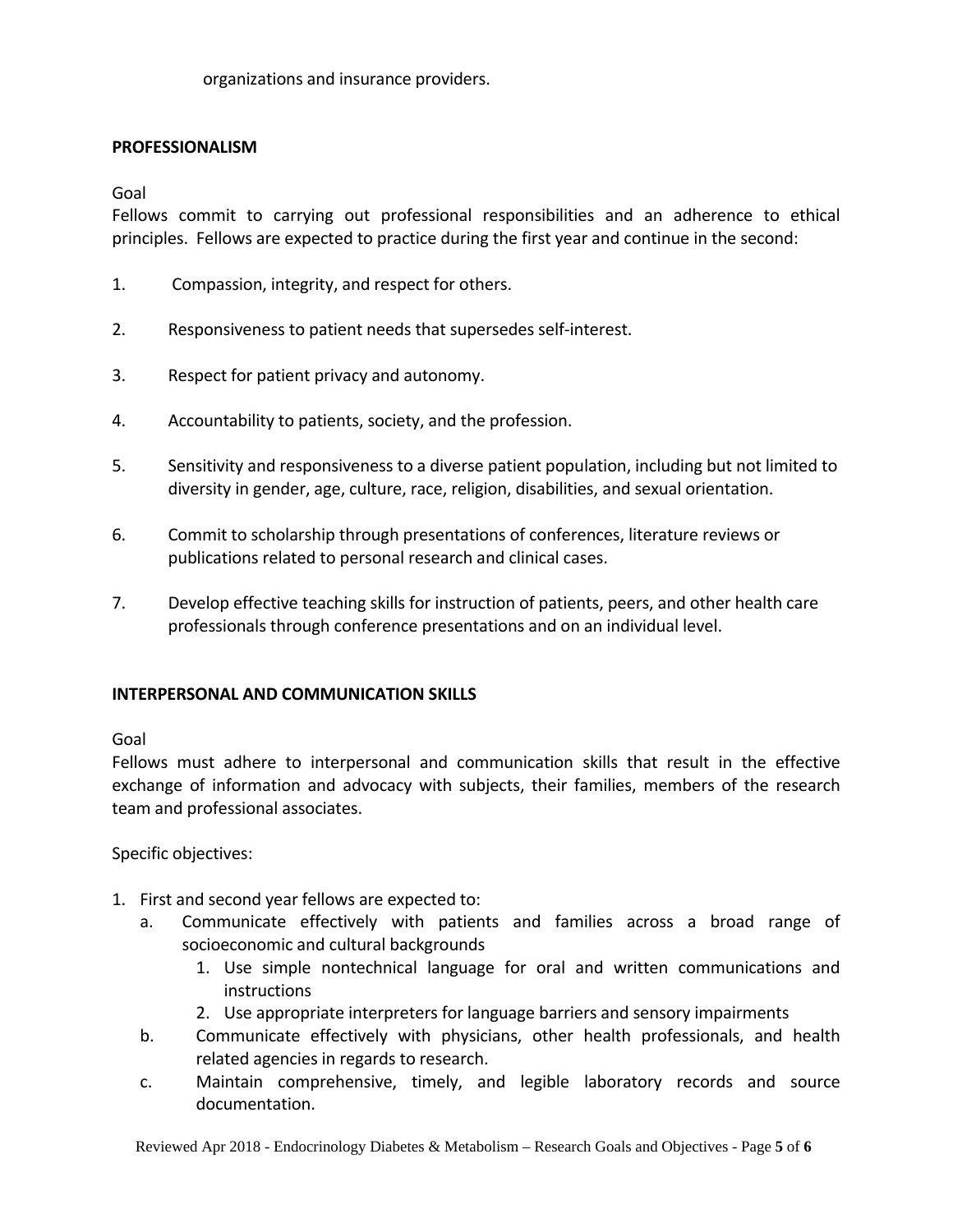organizations and insurance providers.

**PROFESSIONALISM**

Goal

Fellows commit to carrying out professional responsibilities and an adherence to ethical principles. Fellows are expected to practice during the first year and continue in the second:

1. Compassion, integrity, and respect for others.

2. Responsiveness to patient needs that supersedes self-interest.

3. Respect for patient privacy and autonomy.

4. Accountability to patients, society, and the profession.

5. Sensitivity and responsiveness to a diverse patient population, including but not limited to diversity in gender, age, culture, race, religion, disabilities, and sexual orientation.

6. Commit to scholarship through presentations of conferences, literature reviews or publications related to personal research and clinical cases.

7. Develop effective teaching skills for instruction of patients, peers, and other health care professionals through conference presentations and on an individual level.

**INTERPERSONAL AND COMMUNICATION SKILLS**

Goal

Fellows must adhere to interpersonal and communication skills that result in the effective exchange of information and advocacy with subjects, their families, members of the research team and professional associates.

Specific objectives:

1. First and second year fellows are expected to:
   a. Communicate effectively with patients and families across a broad range of socioeconomic and cultural backgrounds
      1. Use simple nontechnical language for oral and written communications and instructions
      2. Use appropriate interpreters for language barriers and sensory impairments
   b. Communicate effectively with physicians, other health professionals, and health related agencies in regards to research.
   c. Maintain comprehensive, timely, and legible laboratory records and source documentation.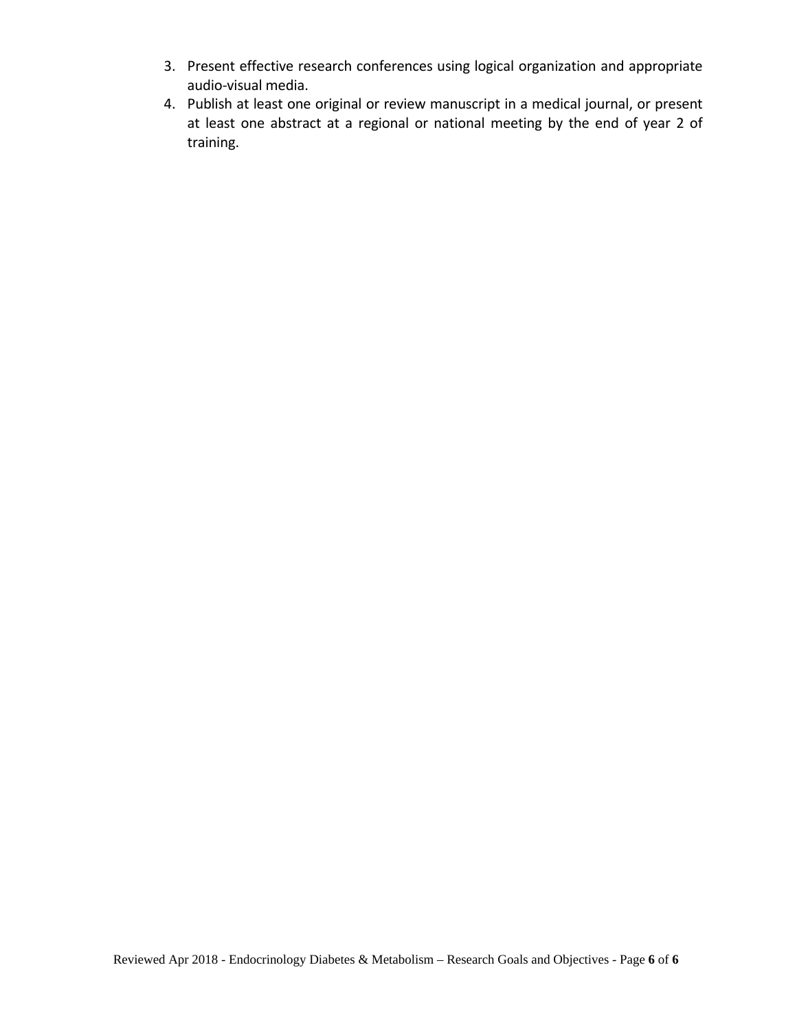3. Present effective research conferences using logical organization and appropriate audio-visual media.
4. Publish at least one original or review manuscript in a medical journal, or present at least one abstract at a regional or national meeting by the end of year 2 of training.